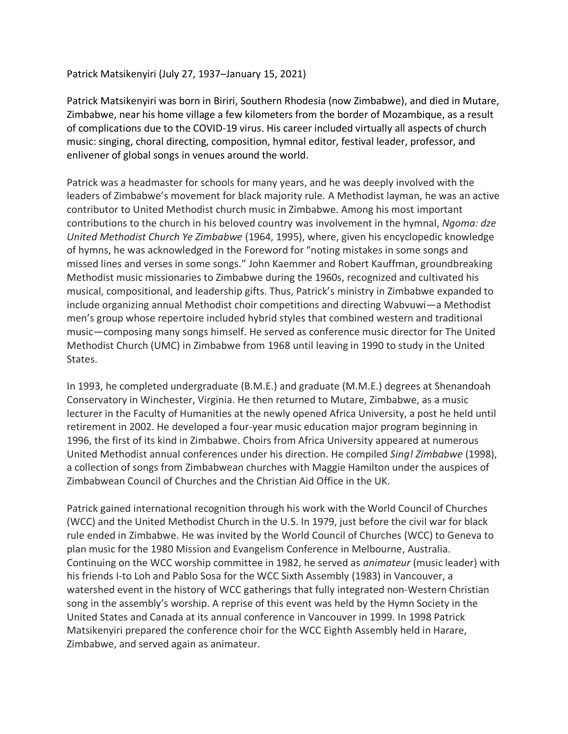Patrick Matsikenyiri (July 27, 1937–January 15, 2021)

Patrick Matsikenyiri was born in Biriri, Southern Rhodesia (now Zimbabwe), and died in Mutare, Zimbabwe, near his home village a few kilometers from the border of Mozambique, as a result of complications due to the COVID-19 virus. His career included virtually all aspects of church music: singing, choral directing, composition, hymnal editor, festival leader, professor, and enlivener of global songs in venues around the world.

Patrick was a headmaster for schools for many years, and he was deeply involved with the leaders of Zimbabwe's movement for black majority rule. A Methodist layman, he was an active contributor to United Methodist church music in Zimbabwe. Among his most important contributions to the church in his beloved country was involvement in the hymnal, *Ngoma: dze United Methodist Church Ye Zimbabwe* (1964, 1995), where, given his encyclopedic knowledge of hymns, he was acknowledged in the Foreword for "noting mistakes in some songs and missed lines and verses in some songs." John Kaemmer and Robert Kauffman, groundbreaking Methodist music missionaries to Zimbabwe during the 1960s, recognized and cultivated his musical, compositional, and leadership gifts. Thus, Patrick's ministry in Zimbabwe expanded to include organizing annual Methodist choir competitions and directing Wabvuwi—a Methodist men's group whose repertoire included hybrid styles that combined western and traditional music—composing many songs himself. He served as conference music director for The United Methodist Church (UMC) in Zimbabwe from 1968 until leaving in 1990 to study in the United States.

In 1993, he completed undergraduate (B.M.E.) and graduate (M.M.E.) degrees at Shenandoah Conservatory in Winchester, Virginia. He then returned to Mutare, Zimbabwe, as a music lecturer in the Faculty of Humanities at the newly opened Africa University, a post he held until retirement in 2002. He developed a four-year music education major program beginning in 1996, the first of its kind in Zimbabwe. Choirs from Africa University appeared at numerous United Methodist annual conferences under his direction. He compiled *Sing! Zimbabwe* (1998), a collection of songs from Zimbabwean churches with Maggie Hamilton under the auspices of Zimbabwean Council of Churches and the Christian Aid Office in the UK.

Patrick gained international recognition through his work with the World Council of Churches (WCC) and the United Methodist Church in the U.S. In 1979, just before the civil war for black rule ended in Zimbabwe. He was invited by the World Council of Churches (WCC) to Geneva to plan music for the 1980 Mission and Evangelism Conference in Melbourne, Australia. Continuing on the WCC worship committee in 1982, he served as *animateur* (music leader) with his friends I-to Loh and Pablo Sosa for the WCC Sixth Assembly (1983) in Vancouver, a watershed event in the history of WCC gatherings that fully integrated non-Western Christian song in the assembly's worship. A reprise of this event was held by the Hymn Society in the United States and Canada at its annual conference in Vancouver in 1999. In 1998 Patrick Matsikenyiri prepared the conference choir for the WCC Eighth Assembly held in Harare, Zimbabwe, and served again as animateur.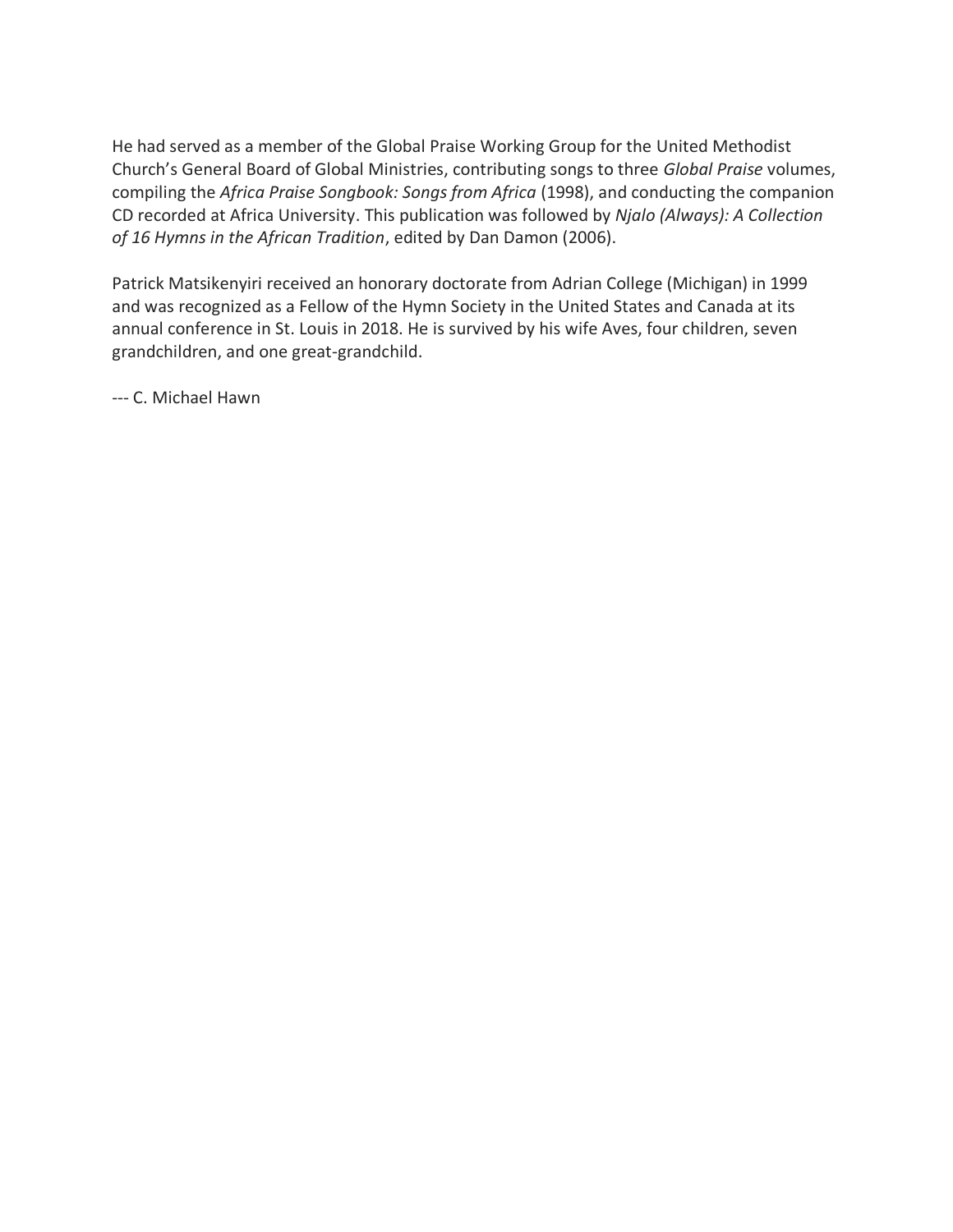He had served as a member of the Global Praise Working Group for the United Methodist Church's General Board of Global Ministries, contributing songs to three *Global Praise* volumes, compiling the *Africa Praise Songbook: Songs from Africa* (1998), and conducting the companion CD recorded at Africa University. This publication was followed by *Njalo (Always): A Collection of 16 Hymns in the African Tradition*, edited by Dan Damon (2006).

Patrick Matsikenyiri received an honorary doctorate from Adrian College (Michigan) in 1999 and was recognized as a Fellow of the Hymn Society in the United States and Canada at its annual conference in St. Louis in 2018. He is survived by his wife Aves, four children, seven grandchildren, and one great-grandchild.

--- C. Michael Hawn